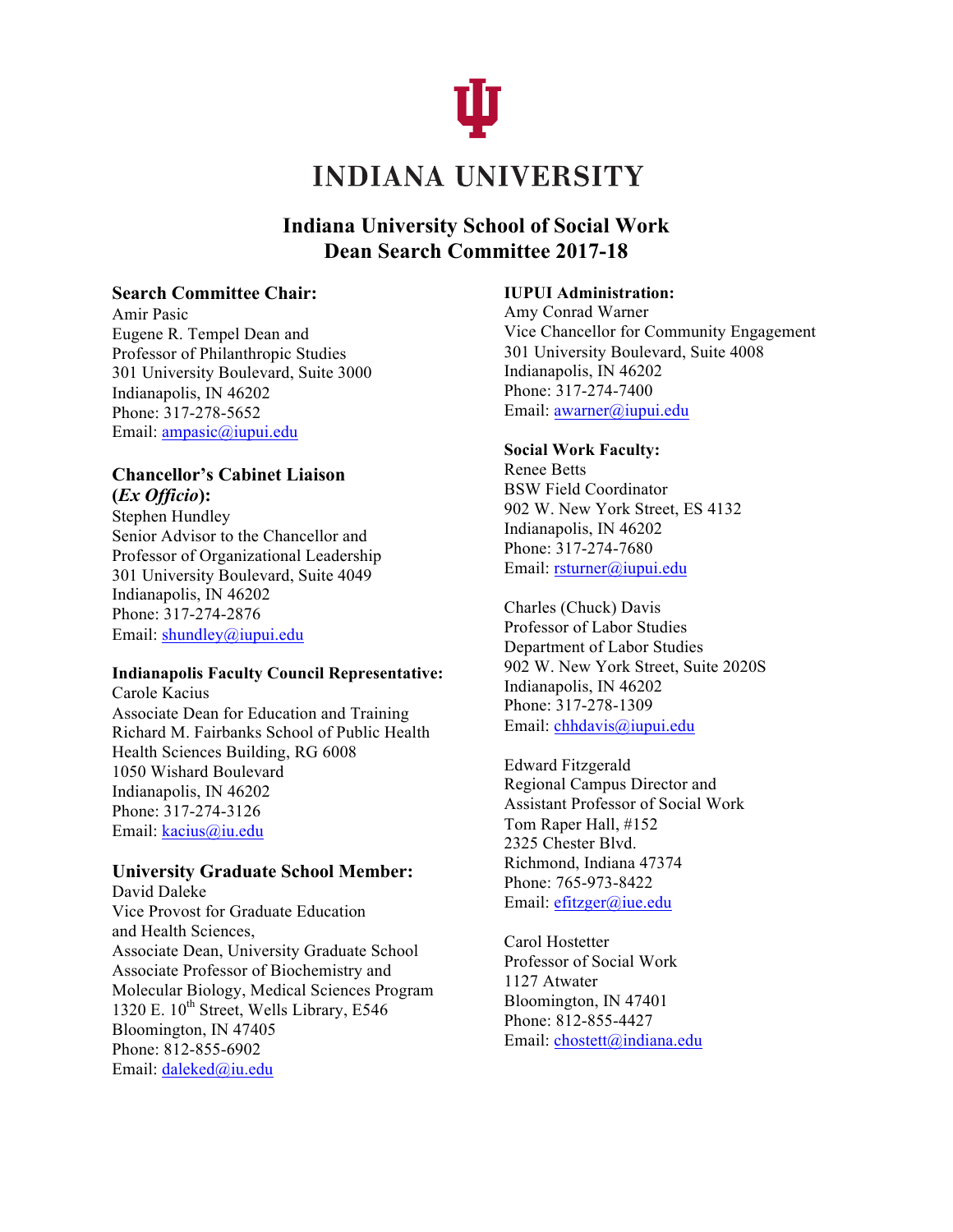# INDIANA UNIVERSITY

## Indiana University School of Social Work
## Dean Search Committee 2017-18

### Search Committee Chair:

Amir Pasic
Eugene R. Tempel Dean and
Professor of Philanthropic Studies
301 University Boulevard, Suite 3000
Indianapolis, IN 46202
Phone: 317-278-5652
Email: ampasic@iupui.edu

### Chancellor's Cabinet Liaison (*Ex Officio*):

Stephen Hundley
Senior Advisor to the Chancellor and
Professor of Organizational Leadership
301 University Boulevard, Suite 4049
Indianapolis, IN 46202
Phone: 317-274-2876
Email: shundley@iupui.edu

**Indianapolis Faculty Council Representative:**

Carole Kacius
Associate Dean for Education and Training
Richard M. Fairbanks School of Public Health
Health Sciences Building, RG 6008
1050 Wishard Boulevard
Indianapolis, IN 46202
Phone: 317-274-3126
Email: kacius@iu.edu

### University Graduate School Member:

David Daleke
Vice Provost for Graduate Education
and Health Sciences,
Associate Dean, University Graduate School
Associate Professor of Biochemistry and
Molecular Biology, Medical Sciences Program
1320 E. 10th Street, Wells Library, E546
Bloomington, IN 47405
Phone: 812-855-6902
Email: daleked@iu.edu

**IUPUI Administration:**

Amy Conrad Warner
Vice Chancellor for Community Engagement
301 University Boulevard, Suite 4008
Indianapolis, IN 46202
Phone: 317-274-7400
Email: awarner@iupui.edu

**Social Work Faculty:**

Renee Betts
BSW Field Coordinator
902 W. New York Street, ES 4132
Indianapolis, IN 46202
Phone: 317-274-7680
Email: rsturner@iupui.edu

Charles (Chuck) Davis
Professor of Labor Studies
Department of Labor Studies
902 W. New York Street, Suite 2020S
Indianapolis, IN 46202
Phone: 317-278-1309
Email: chhdavis@iupui.edu

Edward Fitzgerald
Regional Campus Director and
Assistant Professor of Social Work
Tom Raper Hall, #152
2325 Chester Blvd.
Richmond, Indiana 47374
Phone: 765-973-8422
Email: efitzger@iue.edu

Carol Hostetter
Professor of Social Work
1127 Atwater
Bloomington, IN 47401
Phone: 812-855-4427
Email: chostett@indiana.edu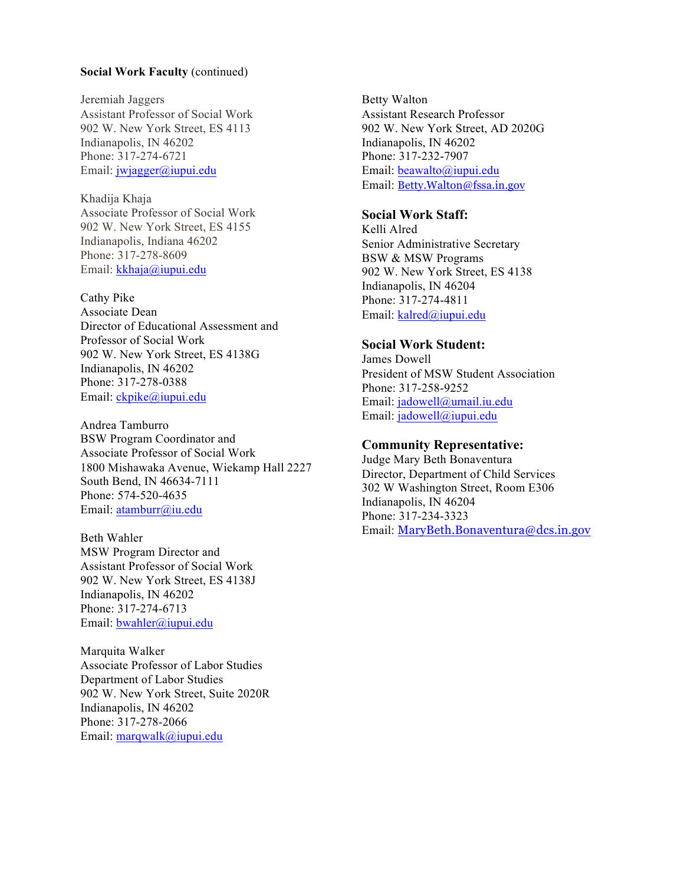**Social Work Faculty** (continued)

Jeremiah Jaggers
Assistant Professor of Social Work
902 W. New York Street, ES 4113
Indianapolis, IN 46202
Phone: 317-274-6721
Email: jwjagger@iupui.edu

Khadija Khaja
Associate Professor of Social Work
902 W. New York Street, ES 4155
Indianapolis, Indiana 46202
Phone: 317-278-8609
Email: kkhaja@iupui.edu

Cathy Pike
Associate Dean
Director of Educational Assessment and
Professor of Social Work
902 W. New York Street, ES 4138G
Indianapolis, IN 46202
Phone: 317-278-0388
Email: ckpike@iupui.edu

Andrea Tamburro
BSW Program Coordinator and
Associate Professor of Social Work
1800 Mishawaka Avenue, Wiekamp Hall 2227
South Bend, IN 46634-7111
Phone: 574-520-4635
Email: atamburr@iu.edu

Beth Wahler
MSW Program Director and
Assistant Professor of Social Work
902 W. New York Street, ES 4138J
Indianapolis, IN 46202
Phone: 317-274-6713
Email: bwahler@iupui.edu

Marquita Walker
Associate Professor of Labor Studies
Department of Labor Studies
902 W. New York Street, Suite 2020R
Indianapolis, IN 46202
Phone: 317-278-2066
Email: marqwalk@iupui.edu

Betty Walton
Assistant Research Professor
902 W. New York Street, AD 2020G
Indianapolis, IN 46202
Phone: 317-232-7907
Email: beawalto@iupui.edu
Email: Betty.Walton@fssa.in.gov

## Social Work Staff:

Kelli Alred
Senior Administrative Secretary
BSW & MSW Programs
902 W. New York Street, ES 4138
Indianapolis, IN 46204
Phone: 317-274-4811
Email: kalred@iupui.edu

## Social Work Student:

James Dowell
President of MSW Student Association
Phone: 317-258-9252
Email: jadowell@umail.iu.edu
Email: jadowell@iupui.edu

## Community Representative:

Judge Mary Beth Bonaventura
Director, Department of Child Services
302 W Washington Street, Room E306
Indianapolis, IN 46204
Phone: 317-234-3323
Email: MaryBeth.Bonaventura@dcs.in.gov